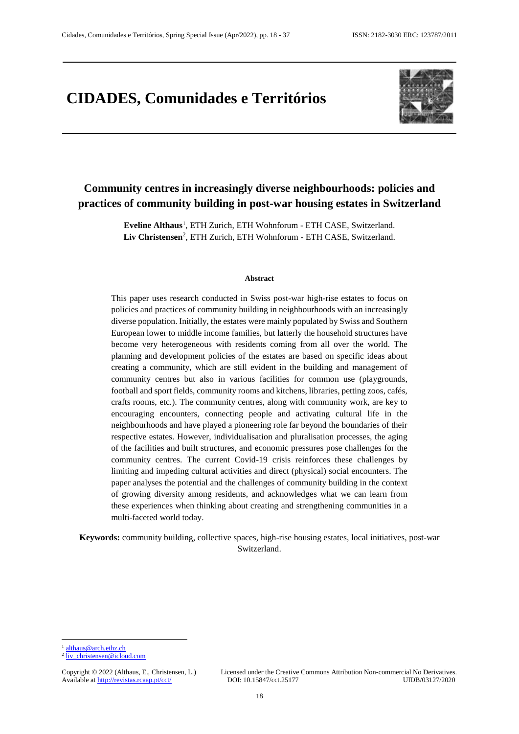# CIDADES, Comunidades e Territórios

## Community centres in increasingly diverse neighbourhoods: policies and practices of community building in post-war housing estates in Switzerland

**Eveline Althaus**[1], ETH Zurich, ETH Wohnforum - ETH CASE, Switzerland.
**Liv Christensen**[2], ETH Zurich, ETH Wohnforum - ETH CASE, Switzerland.

### Abstract

This paper uses research conducted in Swiss post-war high-rise estates to focus on policies and practices of community building in neighbourhoods with an increasingly diverse population. Initially, the estates were mainly populated by Swiss and Southern European lower to middle income families, but latterly the household structures have become very heterogeneous with residents coming from all over the world. The planning and development policies of the estates are based on specific ideas about creating a community, which are still evident in the building and management of community centres but also in various facilities for common use (playgrounds, football and sport fields, community rooms and kitchens, libraries, petting zoos, cafés, crafts rooms, etc.). The community centres, along with community work, are key to encouraging encounters, connecting people and activating cultural life in the neighbourhoods and have played a pioneering role far beyond the boundaries of their respective estates. However, individualisation and pluralisation processes, the aging of the facilities and built structures, and economic pressures pose challenges for the community centres. The current Covid-19 crisis reinforces these challenges by limiting and impeding cultural activities and direct (physical) social encounters. The paper analyses the potential and the challenges of community building in the context of growing diversity among residents, and acknowledges what we can learn from these experiences when thinking about creating and strengthening communities in a multi-faceted world today.

**Keywords:** community building, collective spaces, high-rise housing estates, local initiatives, post-war Switzerland.

---

[1] althaus@arch.ethz.ch
[2] liv_christensen@icloud.com

Copyright © 2022 (Althaus, E., Christensen, L.) Available at http://revistas.rcaap.pt/cct/
Licensed under the Creative Commons Attribution Non-commercial No Derivatives. DOI: 10.15847/cct.25177 UIDB/03127/2020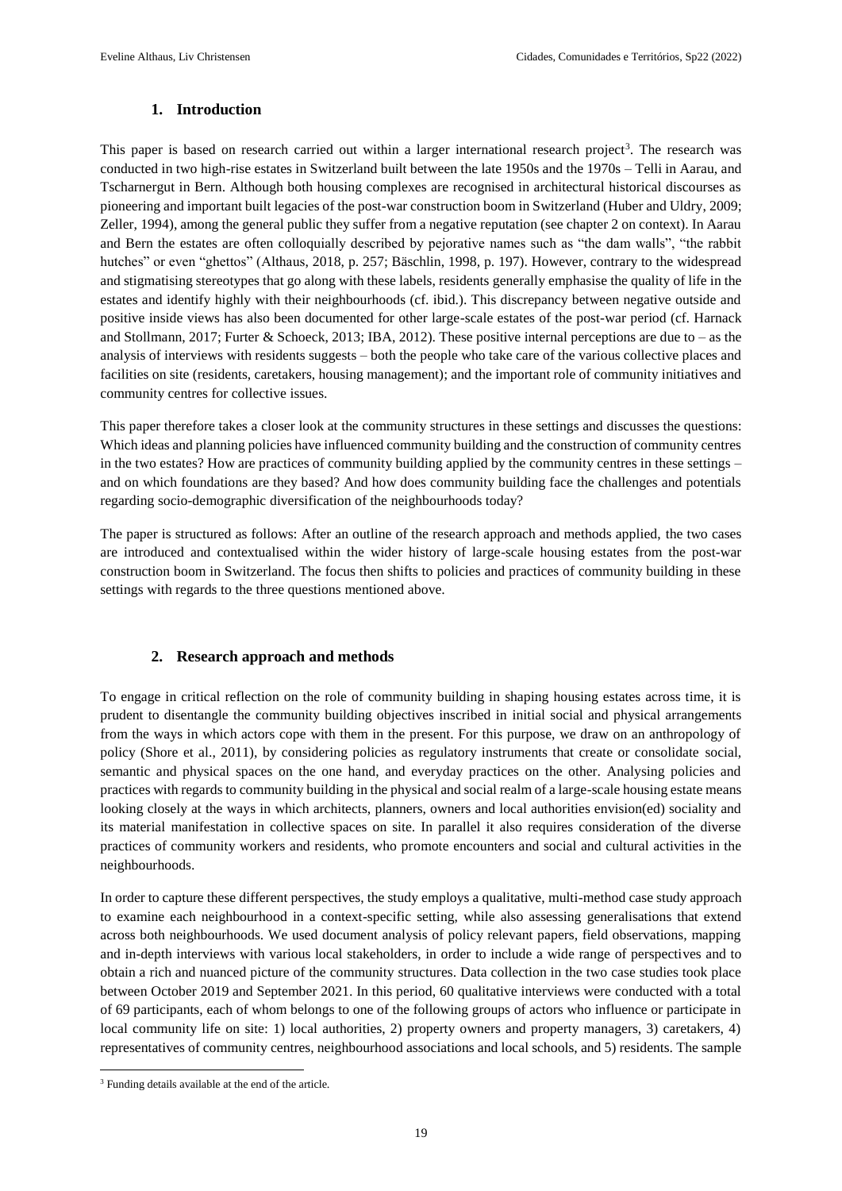## 1. Introduction

This paper is based on research carried out within a larger international research project[3]. The research was conducted in two high-rise estates in Switzerland built between the late 1950s and the 1970s – Telli in Aarau, and Tscharnergut in Bern. Although both housing complexes are recognised in architectural historical discourses as pioneering and important built legacies of the post-war construction boom in Switzerland (Huber and Uldry, 2009; Zeller, 1994), among the general public they suffer from a negative reputation (see chapter 2 on context). In Aarau and Bern the estates are often colloquially described by pejorative names such as "the dam walls", "the rabbit hutches" or even "ghettos" (Althaus, 2018, p. 257; Bäschlin, 1998, p. 197). However, contrary to the widespread and stigmatising stereotypes that go along with these labels, residents generally emphasise the quality of life in the estates and identify highly with their neighbourhoods (cf. ibid.). This discrepancy between negative outside and positive inside views has also been documented for other large-scale estates of the post-war period (cf. Harnack and Stollmann, 2017; Furter & Schoeck, 2013; IBA, 2012). These positive internal perceptions are due to – as the analysis of interviews with residents suggests – both the people who take care of the various collective places and facilities on site (residents, caretakers, housing management); and the important role of community initiatives and community centres for collective issues.

This paper therefore takes a closer look at the community structures in these settings and discusses the questions: Which ideas and planning policies have influenced community building and the construction of community centres in the two estates? How are practices of community building applied by the community centres in these settings – and on which foundations are they based? And how does community building face the challenges and potentials regarding socio-demographic diversification of the neighbourhoods today?

The paper is structured as follows: After an outline of the research approach and methods applied, the two cases are introduced and contextualised within the wider history of large-scale housing estates from the post-war construction boom in Switzerland. The focus then shifts to policies and practices of community building in these settings with regards to the three questions mentioned above.

## 2. Research approach and methods

To engage in critical reflection on the role of community building in shaping housing estates across time, it is prudent to disentangle the community building objectives inscribed in initial social and physical arrangements from the ways in which actors cope with them in the present. For this purpose, we draw on an anthropology of policy (Shore et al., 2011), by considering policies as regulatory instruments that create or consolidate social, semantic and physical spaces on the one hand, and everyday practices on the other. Analysing policies and practices with regards to community building in the physical and social realm of a large-scale housing estate means looking closely at the ways in which architects, planners, owners and local authorities envision(ed) sociality and its material manifestation in collective spaces on site. In parallel it also requires consideration of the diverse practices of community workers and residents, who promote encounters and social and cultural activities in the neighbourhoods.

In order to capture these different perspectives, the study employs a qualitative, multi-method case study approach to examine each neighbourhood in a context-specific setting, while also assessing generalisations that extend across both neighbourhoods. We used document analysis of policy relevant papers, field observations, mapping and in-depth interviews with various local stakeholders, in order to include a wide range of perspectives and to obtain a rich and nuanced picture of the community structures. Data collection in the two case studies took place between October 2019 and September 2021. In this period, 60 qualitative interviews were conducted with a total of 69 participants, each of whom belongs to one of the following groups of actors who influence or participate in local community life on site: 1) local authorities, 2) property owners and property managers, 3) caretakers, 4) representatives of community centres, neighbourhood associations and local schools, and 5) residents. The sample

[3] Funding details available at the end of the article.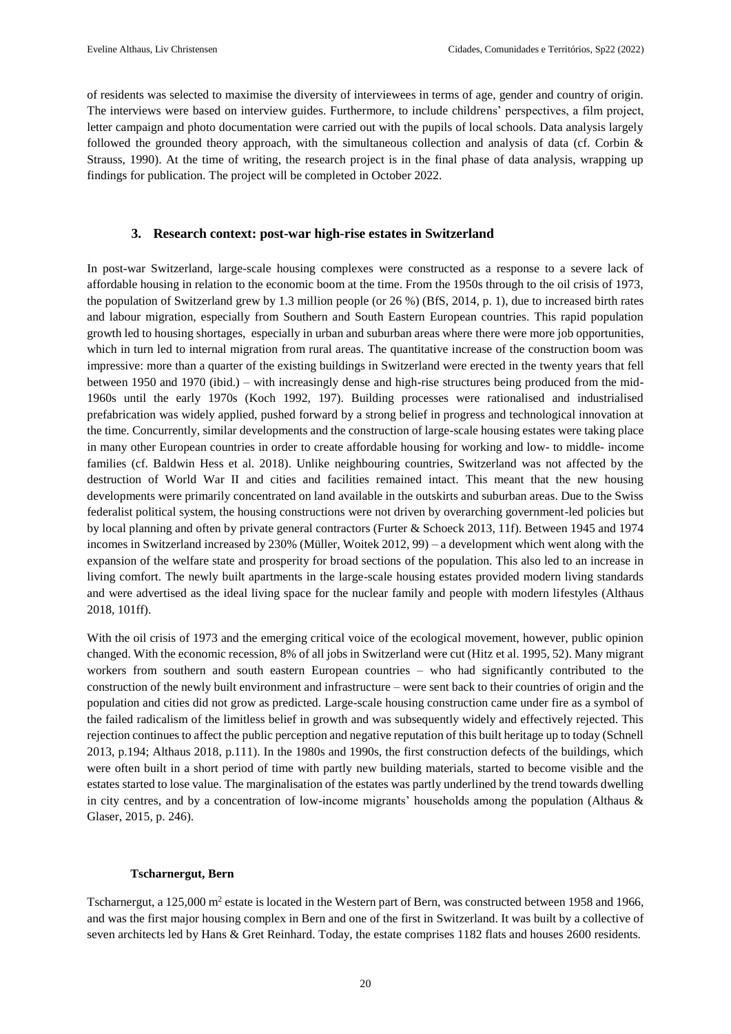of residents was selected to maximise the diversity of interviewees in terms of age, gender and country of origin. The interviews were based on interview guides. Furthermore, to include childrens' perspectives, a film project, letter campaign and photo documentation were carried out with the pupils of local schools. Data analysis largely followed the grounded theory approach, with the simultaneous collection and analysis of data (cf. Corbin & Strauss, 1990). At the time of writing, the research project is in the final phase of data analysis, wrapping up findings for publication. The project will be completed in October 2022.

## 3. Research context: post-war high-rise estates in Switzerland

In post-war Switzerland, large-scale housing complexes were constructed as a response to a severe lack of affordable housing in relation to the economic boom at the time. From the 1950s through to the oil crisis of 1973, the population of Switzerland grew by 1.3 million people (or 26 %) (BfS, 2014, p. 1), due to increased birth rates and labour migration, especially from Southern and South Eastern European countries. This rapid population growth led to housing shortages, especially in urban and suburban areas where there were more job opportunities, which in turn led to internal migration from rural areas. The quantitative increase of the construction boom was impressive: more than a quarter of the existing buildings in Switzerland were erected in the twenty years that fell between 1950 and 1970 (ibid.) – with increasingly dense and high-rise structures being produced from the mid-1960s until the early 1970s (Koch 1992, 197). Building processes were rationalised and industrialised prefabrication was widely applied, pushed forward by a strong belief in progress and technological innovation at the time. Concurrently, similar developments and the construction of large-scale housing estates were taking place in many other European countries in order to create affordable housing for working and low- to middle- income families (cf. Baldwin Hess et al. 2018). Unlike neighbouring countries, Switzerland was not affected by the destruction of World War II and cities and facilities remained intact. This meant that the new housing developments were primarily concentrated on land available in the outskirts and suburban areas. Due to the Swiss federalist political system, the housing constructions were not driven by overarching government-led policies but by local planning and often by private general contractors (Furter & Schoeck 2013, 11f). Between 1945 and 1974 incomes in Switzerland increased by 230% (Müller, Woitek 2012, 99) – a development which went along with the expansion of the welfare state and prosperity for broad sections of the population. This also led to an increase in living comfort. The newly built apartments in the large-scale housing estates provided modern living standards and were advertised as the ideal living space for the nuclear family and people with modern lifestyles (Althaus 2018, 101ff).

With the oil crisis of 1973 and the emerging critical voice of the ecological movement, however, public opinion changed. With the economic recession, 8% of all jobs in Switzerland were cut (Hitz et al. 1995, 52). Many migrant workers from southern and south eastern European countries – who had significantly contributed to the construction of the newly built environment and infrastructure – were sent back to their countries of origin and the population and cities did not grow as predicted. Large-scale housing construction came under fire as a symbol of the failed radicalism of the limitless belief in growth and was subsequently widely and effectively rejected. This rejection continues to affect the public perception and negative reputation of this built heritage up to today (Schnell 2013, p.194; Althaus 2018, p.111). In the 1980s and 1990s, the first construction defects of the buildings, which were often built in a short period of time with partly new building materials, started to become visible and the estates started to lose value. The marginalisation of the estates was partly underlined by the trend towards dwelling in city centres, and by a concentration of low-income migrants' households among the population (Althaus & Glaser, 2015, p. 246).

### Tscharnergut, Bern

Tscharnergut, a 125,000 m$^2$ estate is located in the Western part of Bern, was constructed between 1958 and 1966, and was the first major housing complex in Bern and one of the first in Switzerland. It was built by a collective of seven architects led by Hans & Gret Reinhard. Today, the estate comprises 1182 flats and houses 2600 residents.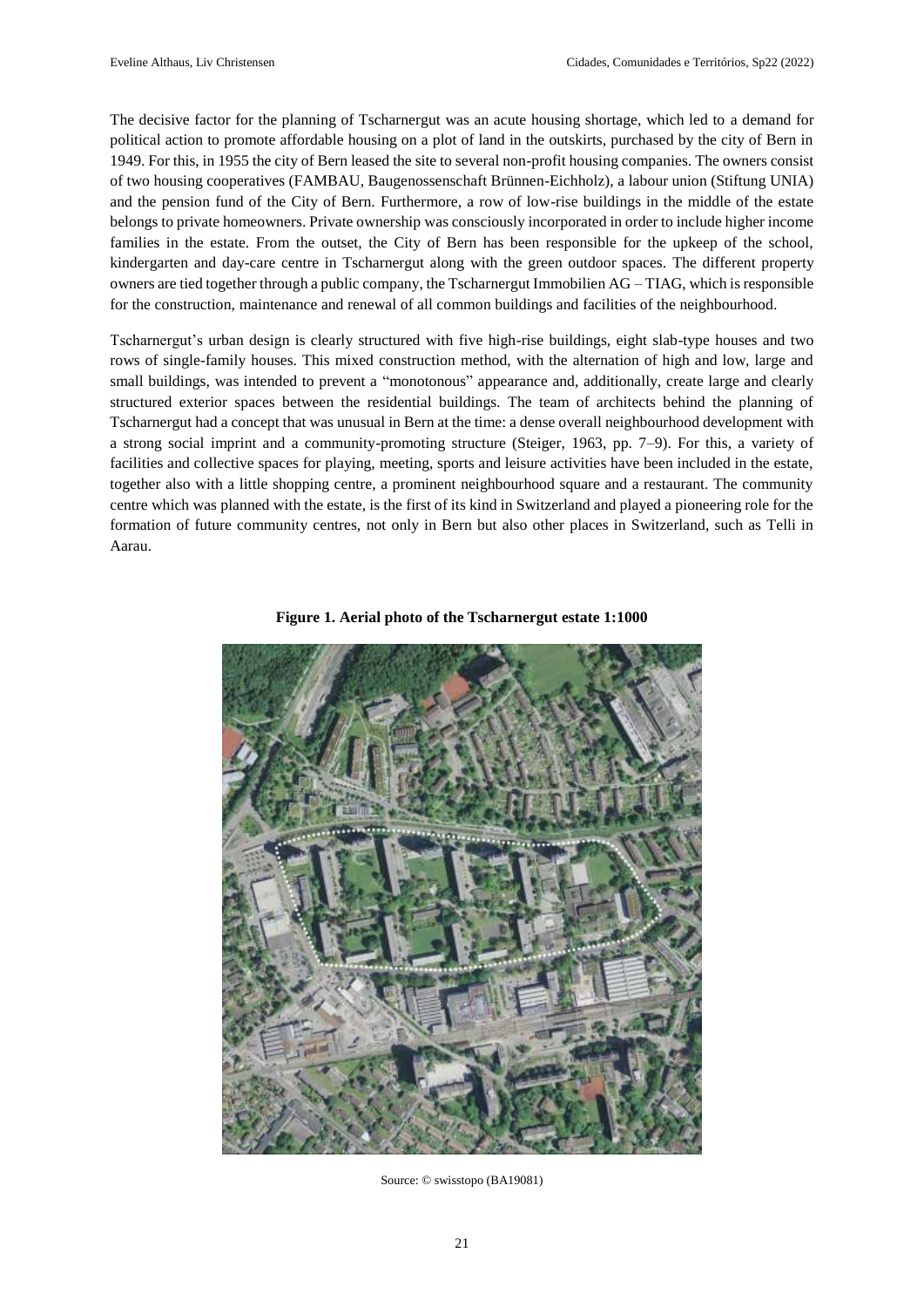The decisive factor for the planning of Tscharnergut was an acute housing shortage, which led to a demand for political action to promote affordable housing on a plot of land in the outskirts, purchased by the city of Bern in 1949. For this, in 1955 the city of Bern leased the site to several non-profit housing companies. The owners consist of two housing cooperatives (FAMBAU, Baugenossenschaft Brünnen-Eichholz), a labour union (Stiftung UNIA) and the pension fund of the City of Bern. Furthermore, a row of low-rise buildings in the middle of the estate belongs to private homeowners. Private ownership was consciously incorporated in order to include higher income families in the estate. From the outset, the City of Bern has been responsible for the upkeep of the school, kindergarten and day-care centre in Tscharnergut along with the green outdoor spaces. The different property owners are tied together through a public company, the Tscharnergut Immobilien AG – TIAG, which is responsible for the construction, maintenance and renewal of all common buildings and facilities of the neighbourhood.

Tscharnergut's urban design is clearly structured with five high-rise buildings, eight slab-type houses and two rows of single-family houses. This mixed construction method, with the alternation of high and low, large and small buildings, was intended to prevent a "monotonous" appearance and, additionally, create large and clearly structured exterior spaces between the residential buildings. The team of architects behind the planning of Tscharnergut had a concept that was unusual in Bern at the time: a dense overall neighbourhood development with a strong social imprint and a community-promoting structure (Steiger, 1963, pp. 7–9). For this, a variety of facilities and collective spaces for playing, meeting, sports and leisure activities have been included in the estate, together also with a little shopping centre, a prominent neighbourhood square and a restaurant. The community centre which was planned with the estate, is the first of its kind in Switzerland and played a pioneering role for the formation of future community centres, not only in Bern but also other places in Switzerland, such as Telli in Aarau.

**Figure 1. Aerial photo of the Tscharnergut estate 1:1000**

Source: © swisstopo (BA19081)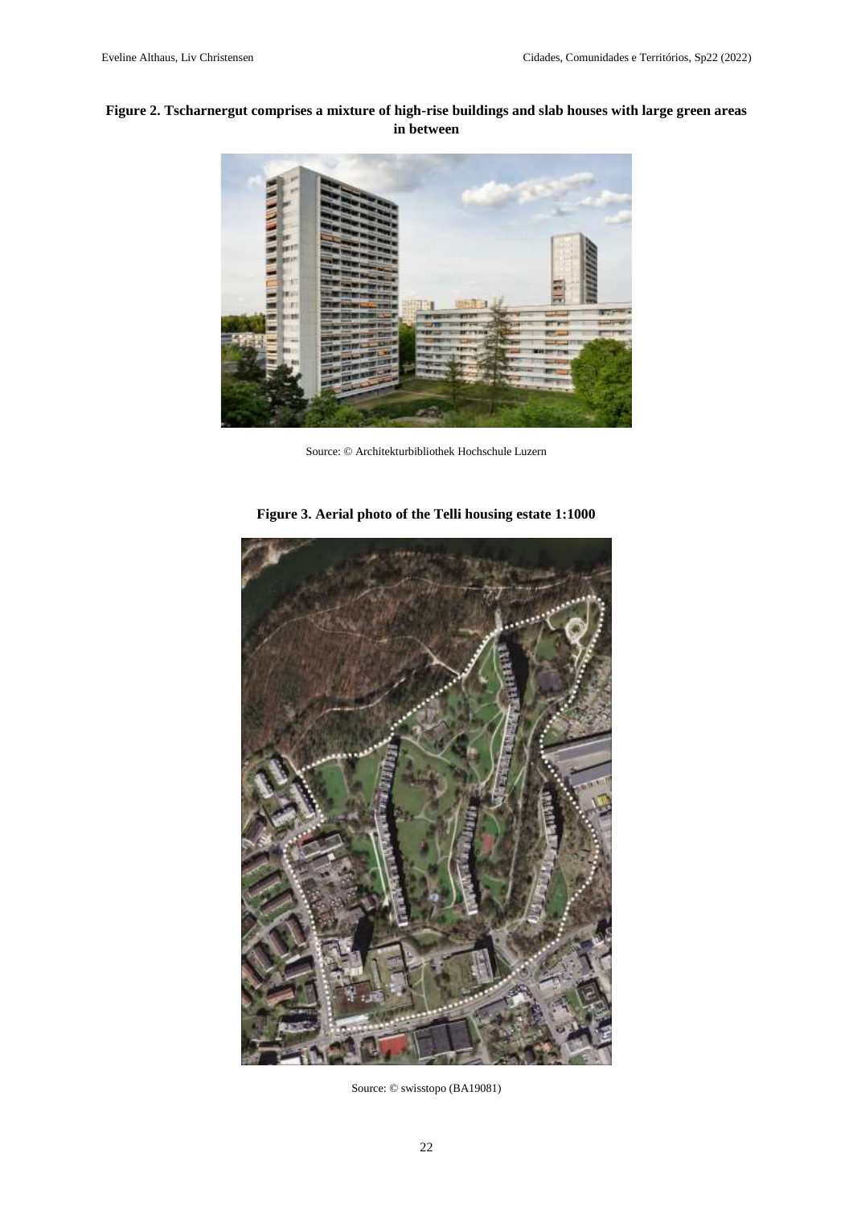**Figure 2. Tscharnergut comprises a mixture of high-rise buildings and slab houses with large green areas in between**

Source: © Architekturbibliothek Hochschule Luzern

**Figure 3. Aerial photo of the Telli housing estate 1:1000**

Source: © swisstopo (BA19081)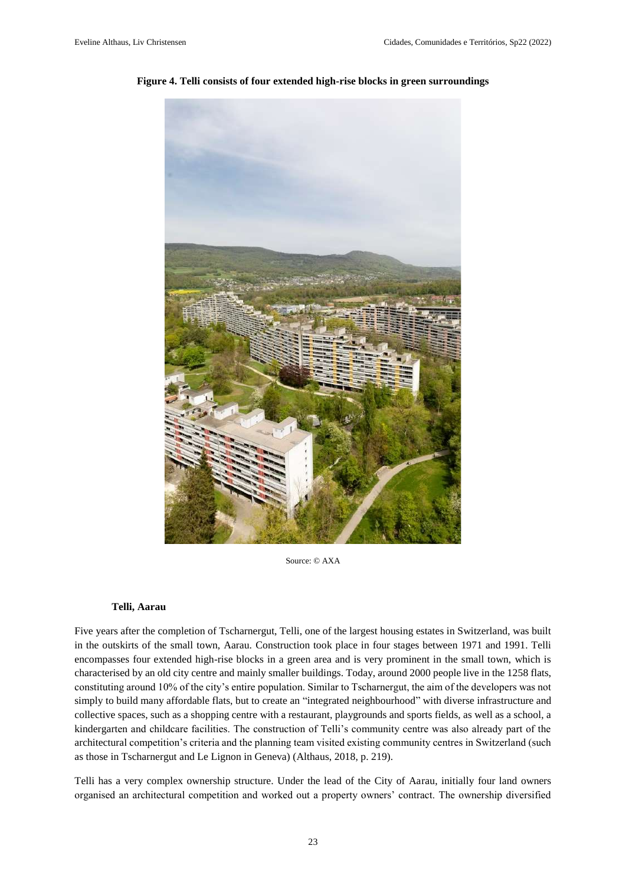**Figure 4. Telli consists of four extended high-rise blocks in green surroundings**

Source: © AXA

### Telli, Aarau

Five years after the completion of Tscharnergut, Telli, one of the largest housing estates in Switzerland, was built in the outskirts of the small town, Aarau. Construction took place in four stages between 1971 and 1991. Telli encompasses four extended high-rise blocks in a green area and is very prominent in the small town, which is characterised by an old city centre and mainly smaller buildings. Today, around 2000 people live in the 1258 flats, constituting around 10% of the city's entire population. Similar to Tscharnergut, the aim of the developers was not simply to build many affordable flats, but to create an "integrated neighbourhood" with diverse infrastructure and collective spaces, such as a shopping centre with a restaurant, playgrounds and sports fields, as well as a school, a kindergarten and childcare facilities. The construction of Telli's community centre was also already part of the architectural competition's criteria and the planning team visited existing community centres in Switzerland (such as those in Tscharnergut and Le Lignon in Geneva) (Althaus, 2018, p. 219).

Telli has a very complex ownership structure. Under the lead of the City of Aarau, initially four land owners organised an architectural competition and worked out a property owners' contract. The ownership diversified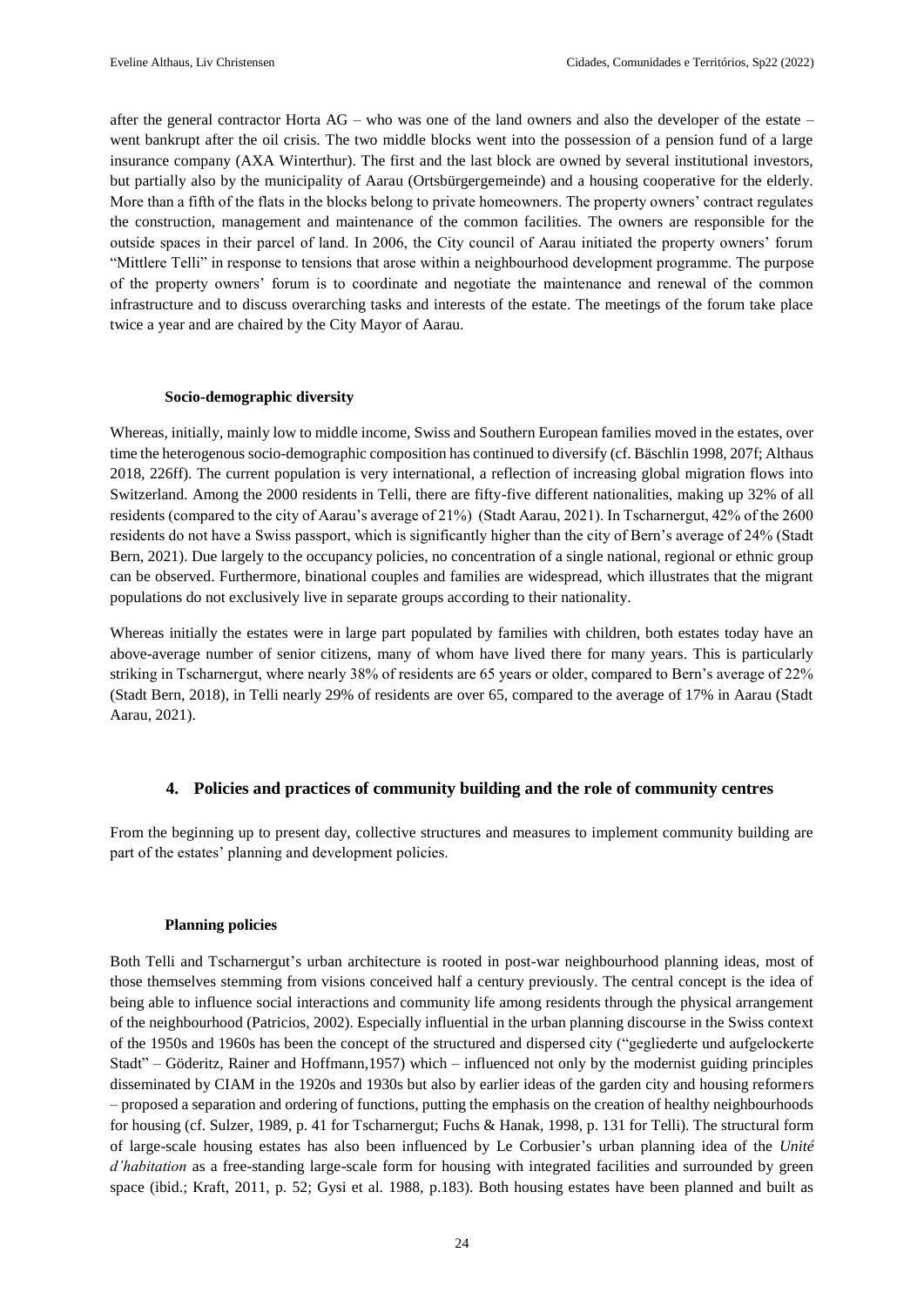after the general contractor Horta AG – who was one of the land owners and also the developer of the estate – went bankrupt after the oil crisis. The two middle blocks went into the possession of a pension fund of a large insurance company (AXA Winterthur). The first and the last block are owned by several institutional investors, but partially also by the municipality of Aarau (Ortsbürgergemeinde) and a housing cooperative for the elderly. More than a fifth of the flats in the blocks belong to private homeowners. The property owners' contract regulates the construction, management and maintenance of the common facilities. The owners are responsible for the outside spaces in their parcel of land. In 2006, the City council of Aarau initiated the property owners' forum "Mittlere Telli" in response to tensions that arose within a neighbourhood development programme. The purpose of the property owners' forum is to coordinate and negotiate the maintenance and renewal of the common infrastructure and to discuss overarching tasks and interests of the estate. The meetings of the forum take place twice a year and are chaired by the City Mayor of Aarau.

### Socio-demographic diversity

Whereas, initially, mainly low to middle income, Swiss and Southern European families moved in the estates, over time the heterogenous socio-demographic composition has continued to diversify (cf. Bäschlin 1998, 207f; Althaus 2018, 226ff). The current population is very international, a reflection of increasing global migration flows into Switzerland. Among the 2000 residents in Telli, there are fifty-five different nationalities, making up 32% of all residents (compared to the city of Aarau's average of 21%) (Stadt Aarau, 2021). In Tscharnergut, 42% of the 2600 residents do not have a Swiss passport, which is significantly higher than the city of Bern's average of 24% (Stadt Bern, 2021). Due largely to the occupancy policies, no concentration of a single national, regional or ethnic group can be observed. Furthermore, binational couples and families are widespread, which illustrates that the migrant populations do not exclusively live in separate groups according to their nationality.

Whereas initially the estates were in large part populated by families with children, both estates today have an above-average number of senior citizens, many of whom have lived there for many years. This is particularly striking in Tscharnergut, where nearly 38% of residents are 65 years or older, compared to Bern's average of 22% (Stadt Bern, 2018), in Telli nearly 29% of residents are over 65, compared to the average of 17% in Aarau (Stadt Aarau, 2021).

## 4. Policies and practices of community building and the role of community centres

From the beginning up to present day, collective structures and measures to implement community building are part of the estates' planning and development policies.

### Planning policies

Both Telli and Tscharnergut's urban architecture is rooted in post-war neighbourhood planning ideas, most of those themselves stemming from visions conceived half a century previously. The central concept is the idea of being able to influence social interactions and community life among residents through the physical arrangement of the neighbourhood (Patricios, 2002). Especially influential in the urban planning discourse in the Swiss context of the 1950s and 1960s has been the concept of the structured and dispersed city ("gegliederte und aufgelockerte Stadt" – Göderitz, Rainer and Hoffmann,1957) which – influenced not only by the modernist guiding principles disseminated by CIAM in the 1920s and 1930s but also by earlier ideas of the garden city and housing reformers – proposed a separation and ordering of functions, putting the emphasis on the creation of healthy neighbourhoods for housing (cf. Sulzer, 1989, p. 41 for Tscharnergut; Fuchs & Hanak, 1998, p. 131 for Telli). The structural form of large-scale housing estates has also been influenced by Le Corbusier's urban planning idea of the *Unité d'habitation* as a free-standing large-scale form for housing with integrated facilities and surrounded by green space (ibid.; Kraft, 2011, p. 52; Gysi et al. 1988, p.183). Both housing estates have been planned and built as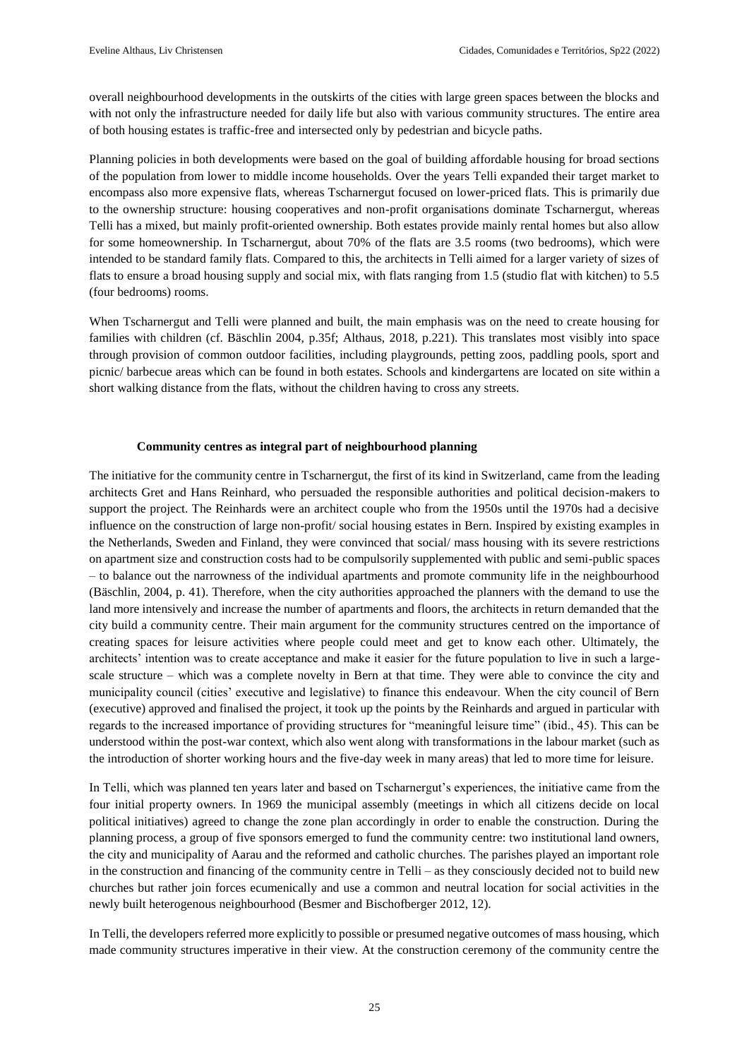overall neighbourhood developments in the outskirts of the cities with large green spaces between the blocks and with not only the infrastructure needed for daily life but also with various community structures. The entire area of both housing estates is traffic-free and intersected only by pedestrian and bicycle paths.

Planning policies in both developments were based on the goal of building affordable housing for broad sections of the population from lower to middle income households. Over the years Telli expanded their target market to encompass also more expensive flats, whereas Tscharnergut focused on lower-priced flats. This is primarily due to the ownership structure: housing cooperatives and non-profit organisations dominate Tscharnergut, whereas Telli has a mixed, but mainly profit-oriented ownership. Both estates provide mainly rental homes but also allow for some homeownership. In Tscharnergut, about 70% of the flats are 3.5 rooms (two bedrooms), which were intended to be standard family flats. Compared to this, the architects in Telli aimed for a larger variety of sizes of flats to ensure a broad housing supply and social mix, with flats ranging from 1.5 (studio flat with kitchen) to 5.5 (four bedrooms) rooms.

When Tscharnergut and Telli were planned and built, the main emphasis was on the need to create housing for families with children (cf. Bäschlin 2004, p.35f; Althaus, 2018, p.221). This translates most visibly into space through provision of common outdoor facilities, including playgrounds, petting zoos, paddling pools, sport and picnic/ barbecue areas which can be found in both estates. Schools and kindergartens are located on site within a short walking distance from the flats, without the children having to cross any streets.

## Community centres as integral part of neighbourhood planning

The initiative for the community centre in Tscharnergut, the first of its kind in Switzerland, came from the leading architects Gret and Hans Reinhard, who persuaded the responsible authorities and political decision-makers to support the project. The Reinhards were an architect couple who from the 1950s until the 1970s had a decisive influence on the construction of large non-profit/ social housing estates in Bern. Inspired by existing examples in the Netherlands, Sweden and Finland, they were convinced that social/ mass housing with its severe restrictions on apartment size and construction costs had to be compulsorily supplemented with public and semi-public spaces – to balance out the narrowness of the individual apartments and promote community life in the neighbourhood (Bäschlin, 2004, p. 41). Therefore, when the city authorities approached the planners with the demand to use the land more intensively and increase the number of apartments and floors, the architects in return demanded that the city build a community centre. Their main argument for the community structures centred on the importance of creating spaces for leisure activities where people could meet and get to know each other. Ultimately, the architects' intention was to create acceptance and make it easier for the future population to live in such a large-scale structure – which was a complete novelty in Bern at that time. They were able to convince the city and municipality council (cities' executive and legislative) to finance this endeavour. When the city council of Bern (executive) approved and finalised the project, it took up the points by the Reinhards and argued in particular with regards to the increased importance of providing structures for "meaningful leisure time" (ibid., 45). This can be understood within the post-war context, which also went along with transformations in the labour market (such as the introduction of shorter working hours and the five-day week in many areas) that led to more time for leisure.

In Telli, which was planned ten years later and based on Tscharnergut's experiences, the initiative came from the four initial property owners. In 1969 the municipal assembly (meetings in which all citizens decide on local political initiatives) agreed to change the zone plan accordingly in order to enable the construction. During the planning process, a group of five sponsors emerged to fund the community centre: two institutional land owners, the city and municipality of Aarau and the reformed and catholic churches. The parishes played an important role in the construction and financing of the community centre in Telli – as they consciously decided not to build new churches but rather join forces ecumenically and use a common and neutral location for social activities in the newly built heterogenous neighbourhood (Besmer and Bischofberger 2012, 12).

In Telli, the developers referred more explicitly to possible or presumed negative outcomes of mass housing, which made community structures imperative in their view. At the construction ceremony of the community centre the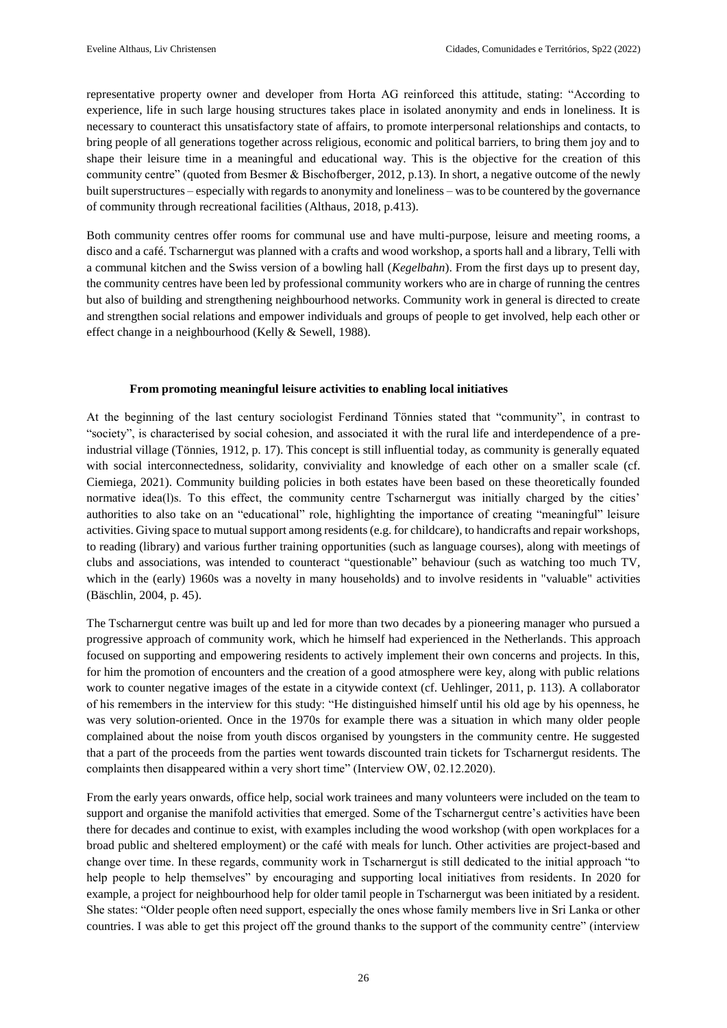representative property owner and developer from Horta AG reinforced this attitude, stating: "According to experience, life in such large housing structures takes place in isolated anonymity and ends in loneliness. It is necessary to counteract this unsatisfactory state of affairs, to promote interpersonal relationships and contacts, to bring people of all generations together across religious, economic and political barriers, to bring them joy and to shape their leisure time in a meaningful and educational way. This is the objective for the creation of this community centre" (quoted from Besmer & Bischofberger, 2012, p.13). In short, a negative outcome of the newly built superstructures – especially with regards to anonymity and loneliness – was to be countered by the governance of community through recreational facilities (Althaus, 2018, p.413).

Both community centres offer rooms for communal use and have multi-purpose, leisure and meeting rooms, a disco and a café. Tscharnergut was planned with a crafts and wood workshop, a sports hall and a library, Telli with a communal kitchen and the Swiss version of a bowling hall (*Kegelbahn*). From the first days up to present day, the community centres have been led by professional community workers who are in charge of running the centres but also of building and strengthening neighbourhood networks. Community work in general is directed to create and strengthen social relations and empower individuals and groups of people to get involved, help each other or effect change in a neighbourhood (Kelly & Sewell, 1988).

### From promoting meaningful leisure activities to enabling local initiatives

At the beginning of the last century sociologist Ferdinand Tönnies stated that "community", in contrast to "society", is characterised by social cohesion, and associated it with the rural life and interdependence of a pre-industrial village (Tönnies, 1912, p. 17). This concept is still influential today, as community is generally equated with social interconnectedness, solidarity, conviviality and knowledge of each other on a smaller scale (cf. Ciemiega, 2021). Community building policies in both estates have been based on these theoretically founded normative idea(l)s. To this effect, the community centre Tscharnergut was initially charged by the cities' authorities to also take on an "educational" role, highlighting the importance of creating "meaningful" leisure activities. Giving space to mutual support among residents (e.g. for childcare), to handicrafts and repair workshops, to reading (library) and various further training opportunities (such as language courses), along with meetings of clubs and associations, was intended to counteract "questionable" behaviour (such as watching too much TV, which in the (early) 1960s was a novelty in many households) and to involve residents in "valuable" activities (Bäschlin, 2004, p. 45).

The Tscharnergut centre was built up and led for more than two decades by a pioneering manager who pursued a progressive approach of community work, which he himself had experienced in the Netherlands. This approach focused on supporting and empowering residents to actively implement their own concerns and projects. In this, for him the promotion of encounters and the creation of a good atmosphere were key, along with public relations work to counter negative images of the estate in a citywide context (cf. Uehlinger, 2011, p. 113). A collaborator of his remembers in the interview for this study: "He distinguished himself until his old age by his openness, he was very solution-oriented. Once in the 1970s for example there was a situation in which many older people complained about the noise from youth discos organised by youngsters in the community centre. He suggested that a part of the proceeds from the parties went towards discounted train tickets for Tscharnergut residents. The complaints then disappeared within a very short time" (Interview OW, 02.12.2020).

From the early years onwards, office help, social work trainees and many volunteers were included on the team to support and organise the manifold activities that emerged. Some of the Tscharnergut centre's activities have been there for decades and continue to exist, with examples including the wood workshop (with open workplaces for a broad public and sheltered employment) or the café with meals for lunch. Other activities are project-based and change over time. In these regards, community work in Tscharnergut is still dedicated to the initial approach "to help people to help themselves" by encouraging and supporting local initiatives from residents. In 2020 for example, a project for neighbourhood help for older tamil people in Tscharnergut was been initiated by a resident. She states: "Older people often need support, especially the ones whose family members live in Sri Lanka or other countries. I was able to get this project off the ground thanks to the support of the community centre" (interview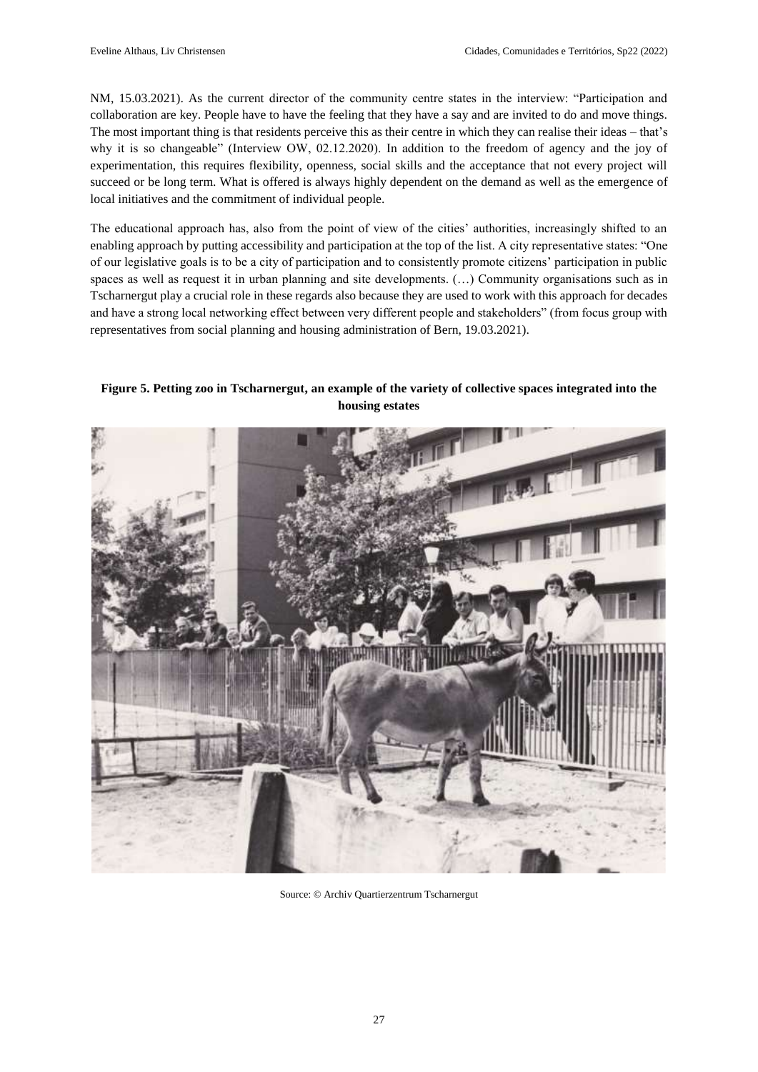NM, 15.03.2021). As the current director of the community centre states in the interview: "Participation and collaboration are key. People have to have the feeling that they have a say and are invited to do and move things. The most important thing is that residents perceive this as their centre in which they can realise their ideas – that's why it is so changeable" (Interview OW, 02.12.2020). In addition to the freedom of agency and the joy of experimentation, this requires flexibility, openness, social skills and the acceptance that not every project will succeed or be long term. What is offered is always highly dependent on the demand as well as the emergence of local initiatives and the commitment of individual people.

The educational approach has, also from the point of view of the cities' authorities, increasingly shifted to an enabling approach by putting accessibility and participation at the top of the list. A city representative states: "One of our legislative goals is to be a city of participation and to consistently promote citizens' participation in public spaces as well as request it in urban planning and site developments. (…) Community organisations such as in Tscharnergut play a crucial role in these regards also because they are used to work with this approach for decades and have a strong local networking effect between very different people and stakeholders" (from focus group with representatives from social planning and housing administration of Bern, 19.03.2021).

**Figure 5. Petting zoo in Tscharnergut, an example of the variety of collective spaces integrated into the housing estates**

Source: © Archiv Quartierzentrum Tscharnergut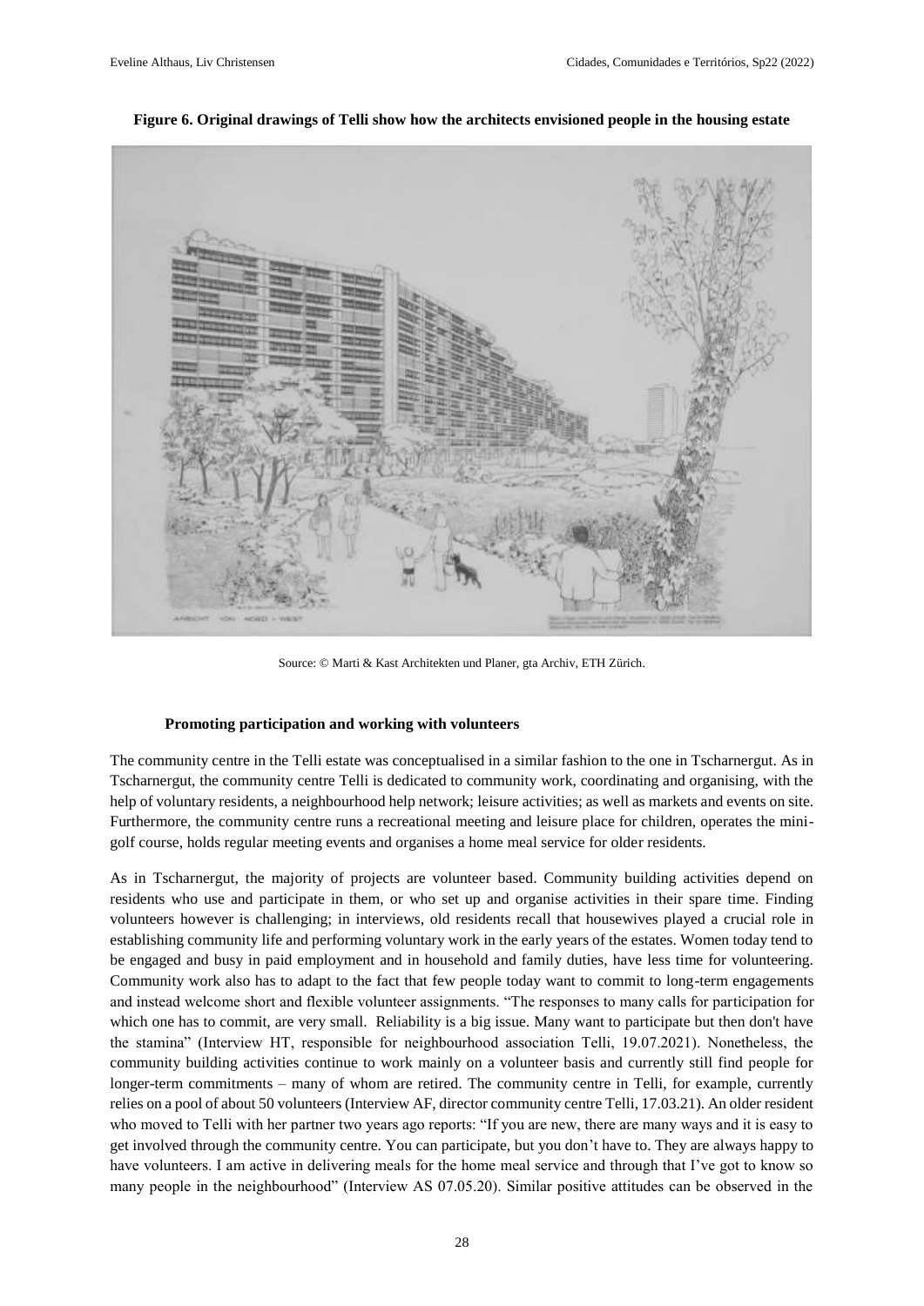**Figure 6. Original drawings of Telli show how the architects envisioned people in the housing estate**

Source: © Marti & Kast Architekten und Planer, gta Archiv, ETH Zürich.

### Promoting participation and working with volunteers

The community centre in the Telli estate was conceptualised in a similar fashion to the one in Tscharnergut. As in Tscharnergut, the community centre Telli is dedicated to community work, coordinating and organising, with the help of voluntary residents, a neighbourhood help network; leisure activities; as well as markets and events on site. Furthermore, the community centre runs a recreational meeting and leisure place for children, operates the mini-golf course, holds regular meeting events and organises a home meal service for older residents.

As in Tscharnergut, the majority of projects are volunteer based. Community building activities depend on residents who use and participate in them, or who set up and organise activities in their spare time. Finding volunteers however is challenging; in interviews, old residents recall that housewives played a crucial role in establishing community life and performing voluntary work in the early years of the estates. Women today tend to be engaged and busy in paid employment and in household and family duties, have less time for volunteering. Community work also has to adapt to the fact that few people today want to commit to long-term engagements and instead welcome short and flexible volunteer assignments. "The responses to many calls for participation for which one has to commit, are very small. Reliability is a big issue. Many want to participate but then don't have the stamina" (Interview HT, responsible for neighbourhood association Telli, 19.07.2021). Nonetheless, the community building activities continue to work mainly on a volunteer basis and currently still find people for longer-term commitments – many of whom are retired. The community centre in Telli, for example, currently relies on a pool of about 50 volunteers (Interview AF, director community centre Telli, 17.03.21). An older resident who moved to Telli with her partner two years ago reports: "If you are new, there are many ways and it is easy to get involved through the community centre. You can participate, but you don't have to. They are always happy to have volunteers. I am active in delivering meals for the home meal service and through that I've got to know so many people in the neighbourhood" (Interview AS 07.05.20). Similar positive attitudes can be observed in the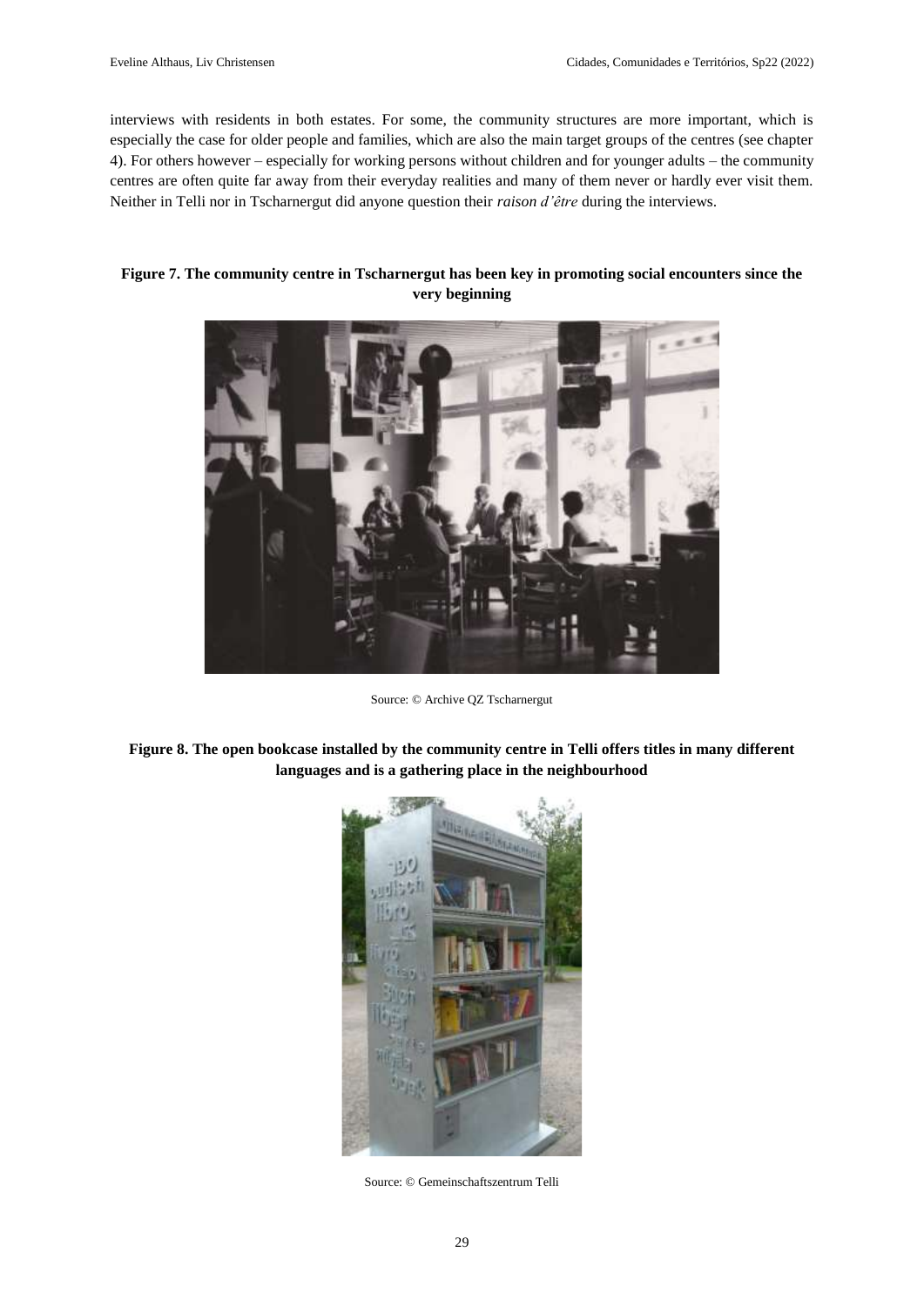interviews with residents in both estates. For some, the community structures are more important, which is especially the case for older people and families, which are also the main target groups of the centres (see chapter 4). For others however – especially for working persons without children and for younger adults – the community centres are often quite far away from their everyday realities and many of them never or hardly ever visit them. Neither in Telli nor in Tscharnergut did anyone question their *raison d'être* during the interviews.

**Figure 7. The community centre in Tscharnergut has been key in promoting social encounters since the very beginning**

Source: © Archive QZ Tscharnergut

**Figure 8. The open bookcase installed by the community centre in Telli offers titles in many different languages and is a gathering place in the neighbourhood**

Source: © Gemeinschaftszentrum Telli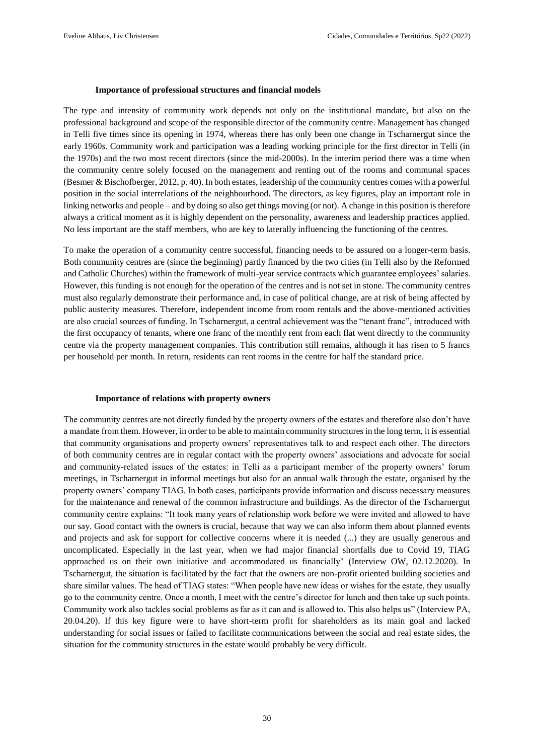### Importance of professional structures and financial models

The type and intensity of community work depends not only on the institutional mandate, but also on the professional background and scope of the responsible director of the community centre. Management has changed in Telli five times since its opening in 1974, whereas there has only been one change in Tscharnergut since the early 1960s. Community work and participation was a leading working principle for the first director in Telli (in the 1970s) and the two most recent directors (since the mid-2000s). In the interim period there was a time when the community centre solely focused on the management and renting out of the rooms and communal spaces (Besmer & Bischofberger, 2012, p. 40). In both estates, leadership of the community centres comes with a powerful position in the social interrelations of the neighbourhood. The directors, as key figures, play an important role in linking networks and people – and by doing so also get things moving (or not). A change in this position is therefore always a critical moment as it is highly dependent on the personality, awareness and leadership practices applied. No less important are the staff members, who are key to laterally influencing the functioning of the centres.

To make the operation of a community centre successful, financing needs to be assured on a longer-term basis. Both community centres are (since the beginning) partly financed by the two cities (in Telli also by the Reformed and Catholic Churches) within the framework of multi-year service contracts which guarantee employees' salaries. However, this funding is not enough for the operation of the centres and is not set in stone. The community centres must also regularly demonstrate their performance and, in case of political change, are at risk of being affected by public austerity measures. Therefore, independent income from room rentals and the above-mentioned activities are also crucial sources of funding. In Tscharnergut, a central achievement was the "tenant franc", introduced with the first occupancy of tenants, where one franc of the monthly rent from each flat went directly to the community centre via the property management companies. This contribution still remains, although it has risen to 5 francs per household per month. In return, residents can rent rooms in the centre for half the standard price.

### Importance of relations with property owners

The community centres are not directly funded by the property owners of the estates and therefore also don't have a mandate from them. However, in order to be able to maintain community structures in the long term, it is essential that community organisations and property owners' representatives talk to and respect each other. The directors of both community centres are in regular contact with the property owners' associations and advocate for social and community-related issues of the estates: in Telli as a participant member of the property owners' forum meetings, in Tscharnergut in informal meetings but also for an annual walk through the estate, organised by the property owners' company TIAG. In both cases, participants provide information and discuss necessary measures for the maintenance and renewal of the common infrastructure and buildings. As the director of the Tscharnergut community centre explains: "It took many years of relationship work before we were invited and allowed to have our say. Good contact with the owners is crucial, because that way we can also inform them about planned events and projects and ask for support for collective concerns where it is needed (...) they are usually generous and uncomplicated. Especially in the last year, when we had major financial shortfalls due to Covid 19, TIAG approached us on their own initiative and accommodated us financially" (Interview OW, 02.12.2020). In Tscharnergut, the situation is facilitated by the fact that the owners are non-profit oriented building societies and share similar values. The head of TIAG states: "When people have new ideas or wishes for the estate, they usually go to the community centre. Once a month, I meet with the centre's director for lunch and then take up such points. Community work also tackles social problems as far as it can and is allowed to. This also helps us" (Interview PA, 20.04.20). If this key figure were to have short-term profit for shareholders as its main goal and lacked understanding for social issues or failed to facilitate communications between the social and real estate sides, the situation for the community structures in the estate would probably be very difficult.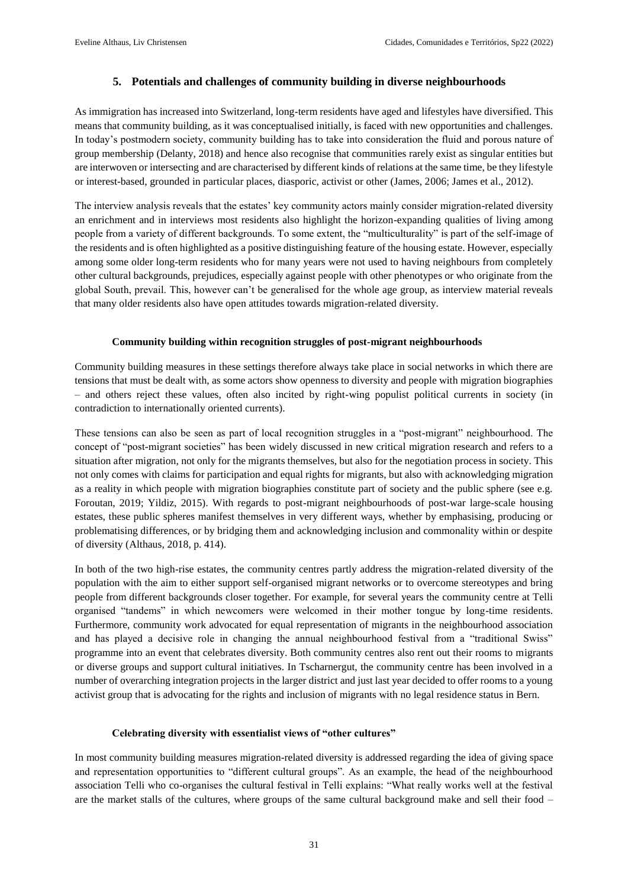## 5. Potentials and challenges of community building in diverse neighbourhoods

As immigration has increased into Switzerland, long-term residents have aged and lifestyles have diversified. This means that community building, as it was conceptualised initially, is faced with new opportunities and challenges. In today's postmodern society, community building has to take into consideration the fluid and porous nature of group membership (Delanty, 2018) and hence also recognise that communities rarely exist as singular entities but are interwoven or intersecting and are characterised by different kinds of relations at the same time, be they lifestyle or interest-based, grounded in particular places, diasporic, activist or other (James, 2006; James et al., 2012).

The interview analysis reveals that the estates' key community actors mainly consider migration-related diversity an enrichment and in interviews most residents also highlight the horizon-expanding qualities of living among people from a variety of different backgrounds. To some extent, the "multiculturality" is part of the self-image of the residents and is often highlighted as a positive distinguishing feature of the housing estate. However, especially among some older long-term residents who for many years were not used to having neighbours from completely other cultural backgrounds, prejudices, especially against people with other phenotypes or who originate from the global South, prevail. This, however can't be generalised for the whole age group, as interview material reveals that many older residents also have open attitudes towards migration-related diversity.

### Community building within recognition struggles of post-migrant neighbourhoods

Community building measures in these settings therefore always take place in social networks in which there are tensions that must be dealt with, as some actors show openness to diversity and people with migration biographies – and others reject these values, often also incited by right-wing populist political currents in society (in contradiction to internationally oriented currents).

These tensions can also be seen as part of local recognition struggles in a "post-migrant" neighbourhood. The concept of "post-migrant societies" has been widely discussed in new critical migration research and refers to a situation after migration, not only for the migrants themselves, but also for the negotiation process in society. This not only comes with claims for participation and equal rights for migrants, but also with acknowledging migration as a reality in which people with migration biographies constitute part of society and the public sphere (see e.g. Foroutan, 2019; Yildiz, 2015). With regards to post-migrant neighbourhoods of post-war large-scale housing estates, these public spheres manifest themselves in very different ways, whether by emphasising, producing or problematising differences, or by bridging them and acknowledging inclusion and commonality within or despite of diversity (Althaus, 2018, p. 414).

In both of the two high-rise estates, the community centres partly address the migration-related diversity of the population with the aim to either support self-organised migrant networks or to overcome stereotypes and bring people from different backgrounds closer together. For example, for several years the community centre at Telli organised "tandems" in which newcomers were welcomed in their mother tongue by long-time residents. Furthermore, community work advocated for equal representation of migrants in the neighbourhood association and has played a decisive role in changing the annual neighbourhood festival from a "traditional Swiss" programme into an event that celebrates diversity. Both community centres also rent out their rooms to migrants or diverse groups and support cultural initiatives. In Tscharnergut, the community centre has been involved in a number of overarching integration projects in the larger district and just last year decided to offer rooms to a young activist group that is advocating for the rights and inclusion of migrants with no legal residence status in Bern.

### Celebrating diversity with essentialist views of "other cultures"

In most community building measures migration-related diversity is addressed regarding the idea of giving space and representation opportunities to "different cultural groups". As an example, the head of the neighbourhood association Telli who co-organises the cultural festival in Telli explains: "What really works well at the festival are the market stalls of the cultures, where groups of the same cultural background make and sell their food –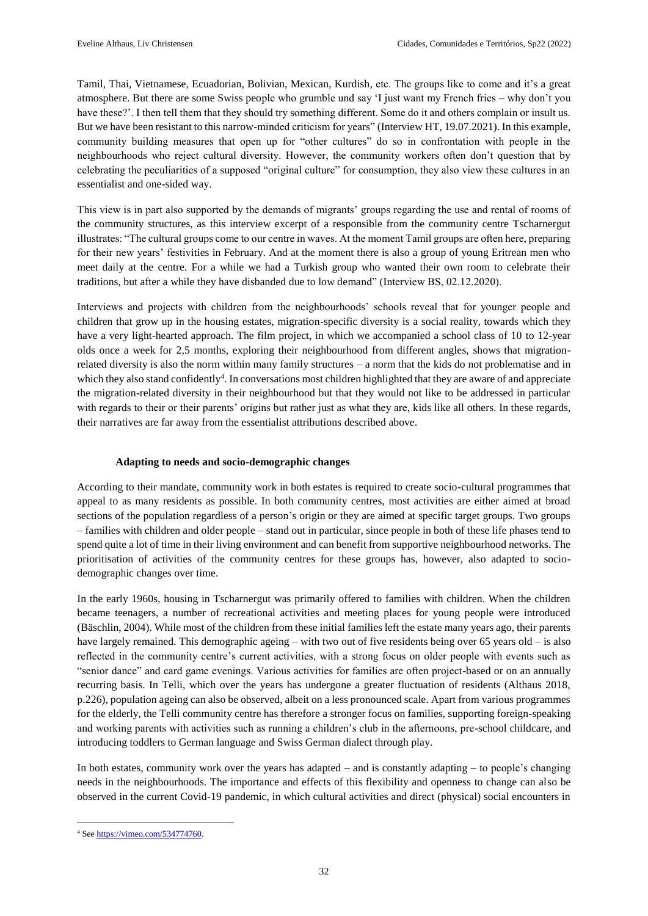Tamil, Thai, Vietnamese, Ecuadorian, Bolivian, Mexican, Kurdish, etc. The groups like to come and it's a great atmosphere. But there are some Swiss people who grumble und say 'I just want my French fries – why don't you have these?'. I then tell them that they should try something different. Some do it and others complain or insult us. But we have been resistant to this narrow-minded criticism for years" (Interview HT, 19.07.2021). In this example, community building measures that open up for "other cultures" do so in confrontation with people in the neighbourhoods who reject cultural diversity. However, the community workers often don't question that by celebrating the peculiarities of a supposed "original culture" for consumption, they also view these cultures in an essentialist and one-sided way.

This view is in part also supported by the demands of migrants' groups regarding the use and rental of rooms of the community structures, as this interview excerpt of a responsible from the community centre Tscharnergut illustrates: "The cultural groups come to our centre in waves. At the moment Tamil groups are often here, preparing for their new years' festivities in February. And at the moment there is also a group of young Eritrean men who meet daily at the centre. For a while we had a Turkish group who wanted their own room to celebrate their traditions, but after a while they have disbanded due to low demand" (Interview BS, 02.12.2020).

Interviews and projects with children from the neighbourhoods' schools reveal that for younger people and children that grow up in the housing estates, migration-specific diversity is a social reality, towards which they have a very light-hearted approach. The film project, in which we accompanied a school class of 10 to 12-year olds once a week for 2,5 months, exploring their neighbourhood from different angles, shows that migration-related diversity is also the norm within many family structures – a norm that the kids do not problematise and in which they also stand confidently[4]. In conversations most children highlighted that they are aware of and appreciate the migration-related diversity in their neighbourhood but that they would not like to be addressed in particular with regards to their or their parents' origins but rather just as what they are, kids like all others. In these regards, their narratives are far away from the essentialist attributions described above.

### Adapting to needs and socio-demographic changes

According to their mandate, community work in both estates is required to create socio-cultural programmes that appeal to as many residents as possible. In both community centres, most activities are either aimed at broad sections of the population regardless of a person's origin or they are aimed at specific target groups. Two groups – families with children and older people – stand out in particular, since people in both of these life phases tend to spend quite a lot of time in their living environment and can benefit from supportive neighbourhood networks. The prioritisation of activities of the community centres for these groups has, however, also adapted to socio-demographic changes over time.

In the early 1960s, housing in Tscharnergut was primarily offered to families with children. When the children became teenagers, a number of recreational activities and meeting places for young people were introduced (Bäschlin, 2004). While most of the children from these initial families left the estate many years ago, their parents have largely remained. This demographic ageing – with two out of five residents being over 65 years old – is also reflected in the community centre's current activities, with a strong focus on older people with events such as "senior dance" and card game evenings. Various activities for families are often project-based or on an annually recurring basis. In Telli, which over the years has undergone a greater fluctuation of residents (Althaus 2018, p.226), population ageing can also be observed, albeit on a less pronounced scale. Apart from various programmes for the elderly, the Telli community centre has therefore a stronger focus on families, supporting foreign-speaking and working parents with activities such as running a children's club in the afternoons, pre-school childcare, and introducing toddlers to German language and Swiss German dialect through play.

In both estates, community work over the years has adapted – and is constantly adapting – to people's changing needs in the neighbourhoods. The importance and effects of this flexibility and openness to change can also be observed in the current Covid-19 pandemic, in which cultural activities and direct (physical) social encounters in

[4] See https://vimeo.com/534774760.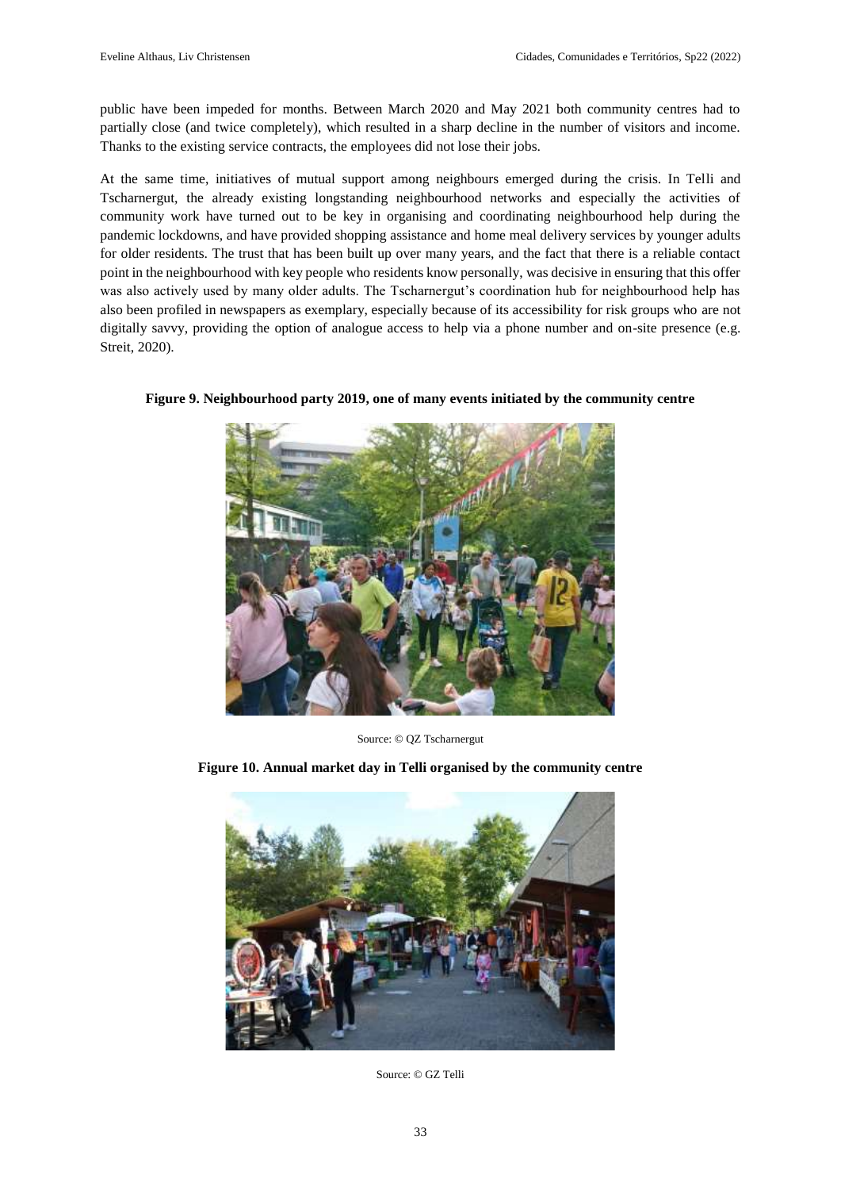public have been impeded for months. Between March 2020 and May 2021 both community centres had to partially close (and twice completely), which resulted in a sharp decline in the number of visitors and income. Thanks to the existing service contracts, the employees did not lose their jobs.

At the same time, initiatives of mutual support among neighbours emerged during the crisis. In Telli and Tscharnergut, the already existing longstanding neighbourhood networks and especially the activities of community work have turned out to be key in organising and coordinating neighbourhood help during the pandemic lockdowns, and have provided shopping assistance and home meal delivery services by younger adults for older residents. The trust that has been built up over many years, and the fact that there is a reliable contact point in the neighbourhood with key people who residents know personally, was decisive in ensuring that this offer was also actively used by many older adults. The Tscharnergut's coordination hub for neighbourhood help has also been profiled in newspapers as exemplary, especially because of its accessibility for risk groups who are not digitally savvy, providing the option of analogue access to help via a phone number and on-site presence (e.g. Streit, 2020).

**Figure 9. Neighbourhood party 2019, one of many events initiated by the community centre**

Source: © QZ Tscharnergut

**Figure 10. Annual market day in Telli organised by the community centre**

Source: © GZ Telli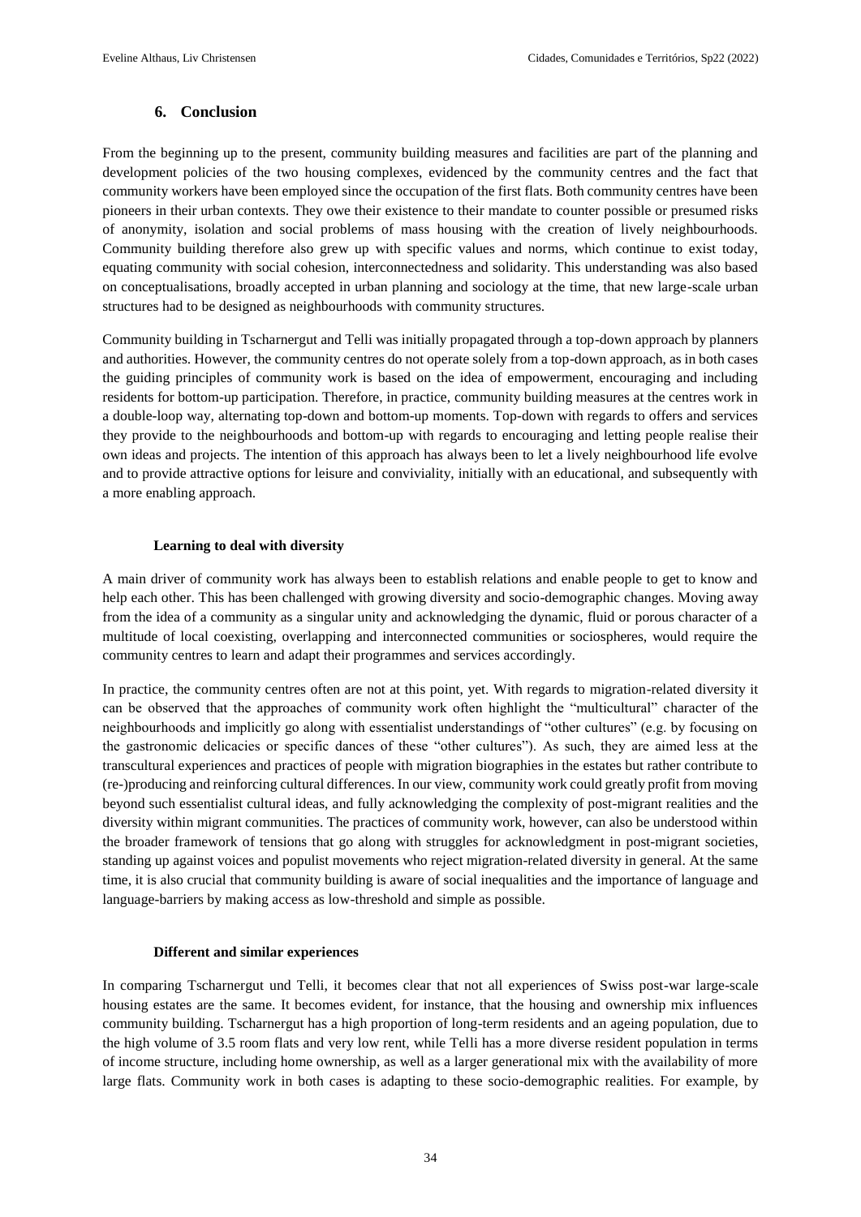## 6. Conclusion

From the beginning up to the present, community building measures and facilities are part of the planning and development policies of the two housing complexes, evidenced by the community centres and the fact that community workers have been employed since the occupation of the first flats. Both community centres have been pioneers in their urban contexts. They owe their existence to their mandate to counter possible or presumed risks of anonymity, isolation and social problems of mass housing with the creation of lively neighbourhoods. Community building therefore also grew up with specific values and norms, which continue to exist today, equating community with social cohesion, interconnectedness and solidarity. This understanding was also based on conceptualisations, broadly accepted in urban planning and sociology at the time, that new large-scale urban structures had to be designed as neighbourhoods with community structures.

Community building in Tscharnergut and Telli was initially propagated through a top-down approach by planners and authorities. However, the community centres do not operate solely from a top-down approach, as in both cases the guiding principles of community work is based on the idea of empowerment, encouraging and including residents for bottom-up participation. Therefore, in practice, community building measures at the centres work in a double-loop way, alternating top-down and bottom-up moments. Top-down with regards to offers and services they provide to the neighbourhoods and bottom-up with regards to encouraging and letting people realise their own ideas and projects. The intention of this approach has always been to let a lively neighbourhood life evolve and to provide attractive options for leisure and conviviality, initially with an educational, and subsequently with a more enabling approach.

### Learning to deal with diversity

A main driver of community work has always been to establish relations and enable people to get to know and help each other. This has been challenged with growing diversity and socio-demographic changes. Moving away from the idea of a community as a singular unity and acknowledging the dynamic, fluid or porous character of a multitude of local coexisting, overlapping and interconnected communities or sociospheres, would require the community centres to learn and adapt their programmes and services accordingly.

In practice, the community centres often are not at this point, yet. With regards to migration-related diversity it can be observed that the approaches of community work often highlight the "multicultural" character of the neighbourhoods and implicitly go along with essentialist understandings of "other cultures" (e.g. by focusing on the gastronomic delicacies or specific dances of these "other cultures"). As such, they are aimed less at the transcultural experiences and practices of people with migration biographies in the estates but rather contribute to (re-)producing and reinforcing cultural differences. In our view, community work could greatly profit from moving beyond such essentialist cultural ideas, and fully acknowledging the complexity of post-migrant realities and the diversity within migrant communities. The practices of community work, however, can also be understood within the broader framework of tensions that go along with struggles for acknowledgment in post-migrant societies, standing up against voices and populist movements who reject migration-related diversity in general. At the same time, it is also crucial that community building is aware of social inequalities and the importance of language and language-barriers by making access as low-threshold and simple as possible.

### Different and similar experiences

In comparing Tscharnergut und Telli, it becomes clear that not all experiences of Swiss post-war large-scale housing estates are the same. It becomes evident, for instance, that the housing and ownership mix influences community building. Tscharnergut has a high proportion of long-term residents and an ageing population, due to the high volume of 3.5 room flats and very low rent, while Telli has a more diverse resident population in terms of income structure, including home ownership, as well as a larger generational mix with the availability of more large flats. Community work in both cases is adapting to these socio-demographic realities. For example, by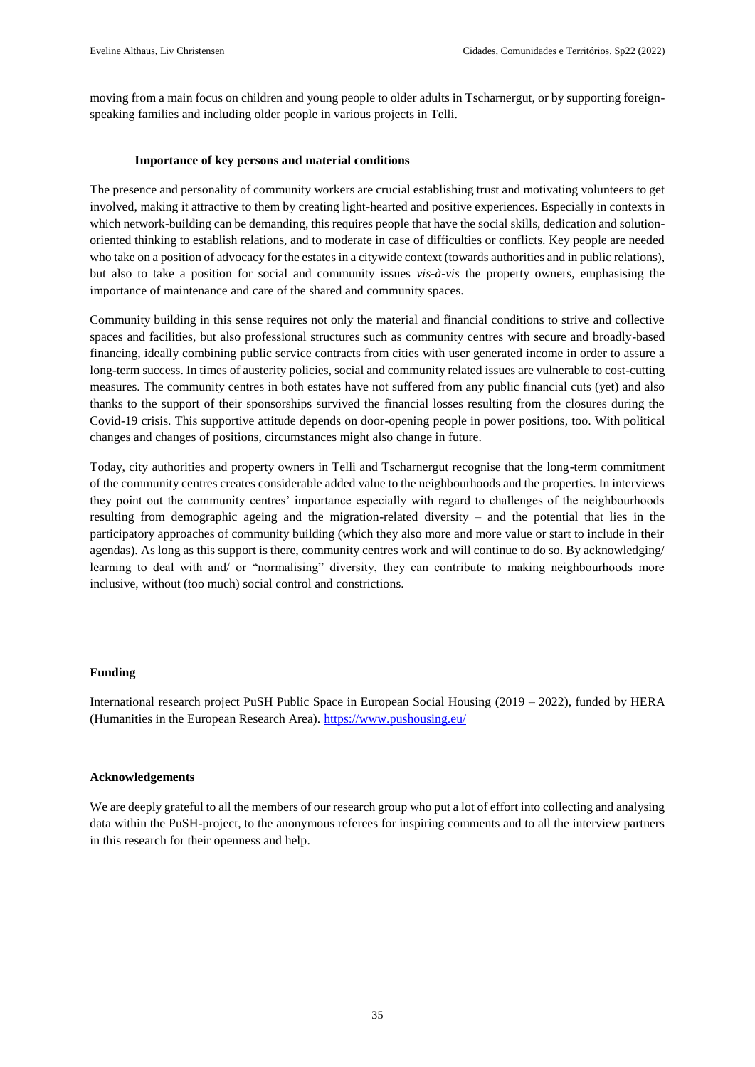moving from a main focus on children and young people to older adults in Tscharnergut, or by supporting foreign-speaking families and including older people in various projects in Telli.

### Importance of key persons and material conditions

The presence and personality of community workers are crucial establishing trust and motivating volunteers to get involved, making it attractive to them by creating light-hearted and positive experiences. Especially in contexts in which network-building can be demanding, this requires people that have the social skills, dedication and solution-oriented thinking to establish relations, and to moderate in case of difficulties or conflicts. Key people are needed who take on a position of advocacy for the estates in a citywide context (towards authorities and in public relations), but also to take a position for social and community issues *vis-à-vis* the property owners, emphasising the importance of maintenance and care of the shared and community spaces.

Community building in this sense requires not only the material and financial conditions to strive and collective spaces and facilities, but also professional structures such as community centres with secure and broadly-based financing, ideally combining public service contracts from cities with user generated income in order to assure a long-term success. In times of austerity policies, social and community related issues are vulnerable to cost-cutting measures. The community centres in both estates have not suffered from any public financial cuts (yet) and also thanks to the support of their sponsorships survived the financial losses resulting from the closures during the Covid-19 crisis. This supportive attitude depends on door-opening people in power positions, too. With political changes and changes of positions, circumstances might also change in future.

Today, city authorities and property owners in Telli and Tscharnergut recognise that the long-term commitment of the community centres creates considerable added value to the neighbourhoods and the properties. In interviews they point out the community centres' importance especially with regard to challenges of the neighbourhoods resulting from demographic ageing and the migration-related diversity – and the potential that lies in the participatory approaches of community building (which they also more and more value or start to include in their agendas). As long as this support is there, community centres work and will continue to do so. By acknowledging/ learning to deal with and/ or "normalising" diversity, they can contribute to making neighbourhoods more inclusive, without (too much) social control and constrictions.

## Funding

International research project PuSH Public Space in European Social Housing (2019 – 2022), funded by HERA (Humanities in the European Research Area). https://www.pushousing.eu/

## Acknowledgements

We are deeply grateful to all the members of our research group who put a lot of effort into collecting and analysing data within the PuSH-project, to the anonymous referees for inspiring comments and to all the interview partners in this research for their openness and help.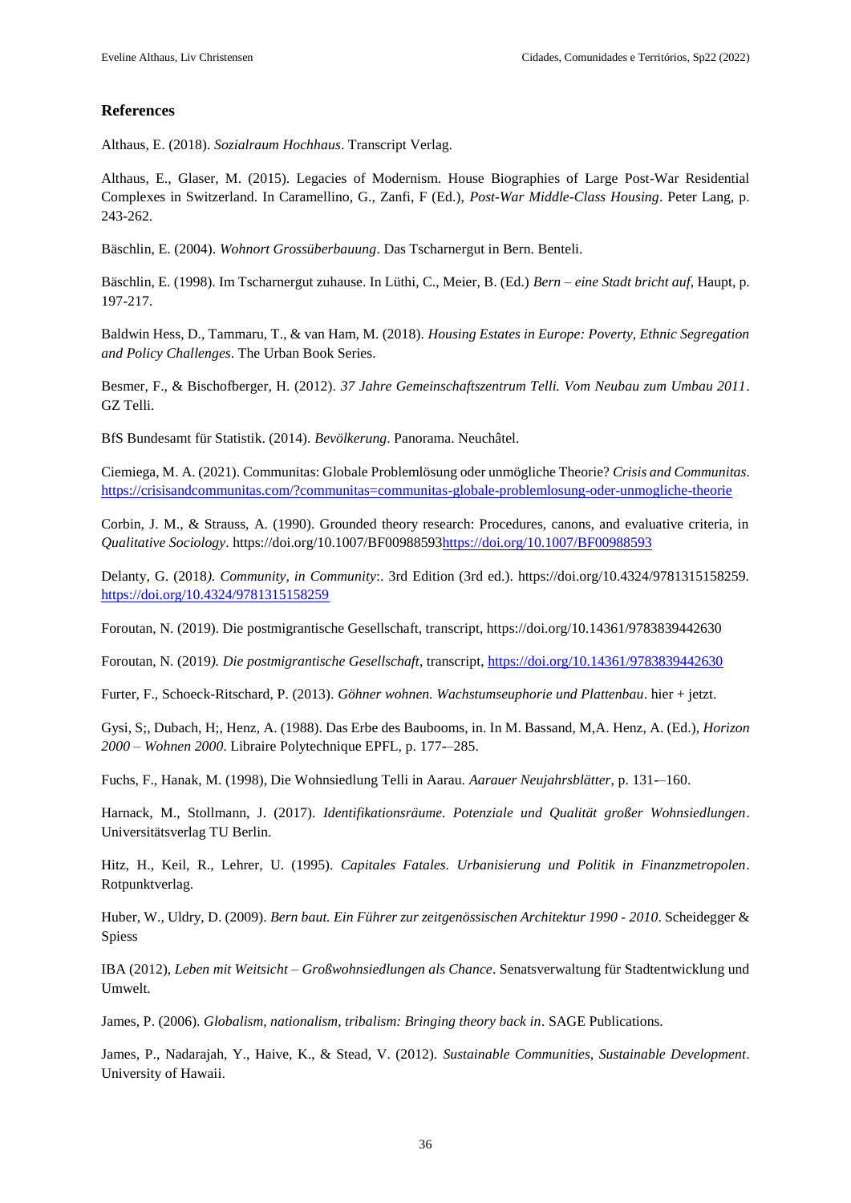## References

Althaus, E. (2018). *Sozialraum Hochhaus*. Transcript Verlag.

Althaus, E., Glaser, M. (2015). Legacies of Modernism. House Biographies of Large Post-War Residential Complexes in Switzerland. In Caramellino, G., Zanfi, F (Ed.), *Post-War Middle-Class Housing*. Peter Lang, p. 243-262.

Bäschlin, E. (2004). *Wohnort Grossüberbauung*. Das Tscharnergut in Bern. Benteli.

Bäschlin, E. (1998). Im Tscharnergut zuhause. In Lüthi, C., Meier, B. (Ed.) *Bern – eine Stadt bricht auf*, Haupt, p. 197-217.

Baldwin Hess, D., Tammaru, T., & van Ham, M. (2018). *Housing Estates in Europe: Poverty, Ethnic Segregation and Policy Challenges*. The Urban Book Series.

Besmer, F., & Bischofberger, H. (2012). *37 Jahre Gemeinschaftszentrum Telli. Vom Neubau zum Umbau 2011*. GZ Telli.

BfS Bundesamt für Statistik. (2014). *Bevölkerung*. Panorama. Neuchâtel.

Ciemiega, M. A. (2021). Communitas: Globale Problemlösung oder unmögliche Theorie? *Crisis and Communitas*. https://crisisandcommunitas.com/?communitas=communitas-globale-problemlosung-oder-unmogliche-theorie

Corbin, J. M., & Strauss, A. (1990). Grounded theory research: Procedures, canons, and evaluative criteria, in *Qualitative Sociology*. https://doi.org/10.1007/BF00988593https://doi.org/10.1007/BF00988593

Delanty, G. (2018*). Community, in Community*:. 3rd Edition (3rd ed.). https://doi.org/10.4324/9781315158259. https://doi.org/10.4324/9781315158259

Foroutan, N. (2019). Die postmigrantische Gesellschaft, transcript, https://doi.org/10.14361/9783839442630

Foroutan, N. (2019*). Die postmigrantische Gesellschaft*, transcript, https://doi.org/10.14361/9783839442630

Furter, F., Schoeck-Ritschard, P. (2013). *Göhner wohnen. Wachstumseuphorie und Plattenbau*. hier + jetzt.

Gysi, S;, Dubach, H;, Henz, A. (1988). Das Erbe des Baubooms, in. In M. Bassand, M,A. Henz, A. (Ed.), *Horizon 2000 – Wohnen 2000*. Libraire Polytechnique EPFL, p. 177-–285.

Fuchs, F., Hanak, M. (1998), Die Wohnsiedlung Telli in Aarau. *Aarauer Neujahrsblätter*, p. 131-–160.

Harnack, M., Stollmann, J. (2017). *Identifikationsräume. Potenziale und Qualität großer Wohnsiedlungen*. Universitätsverlag TU Berlin.

Hitz, H., Keil, R., Lehrer, U. (1995). *Capitales Fatales. Urbanisierung und Politik in Finanzmetropolen*. Rotpunktverlag.

Huber, W., Uldry, D. (2009). *Bern baut. Ein Führer zur zeitgenössischen Architektur 1990 - 2010*. Scheidegger & Spiess

IBA (2012), *Leben mit Weitsicht – Großwohnsiedlungen als Chance*. Senatsverwaltung für Stadtentwicklung und Umwelt.

James, P. (2006). *Globalism, nationalism, tribalism: Bringing theory back in*. SAGE Publications.

James, P., Nadarajah, Y., Haive, K., & Stead, V. (2012). *Sustainable Communities, Sustainable Development*. University of Hawaii.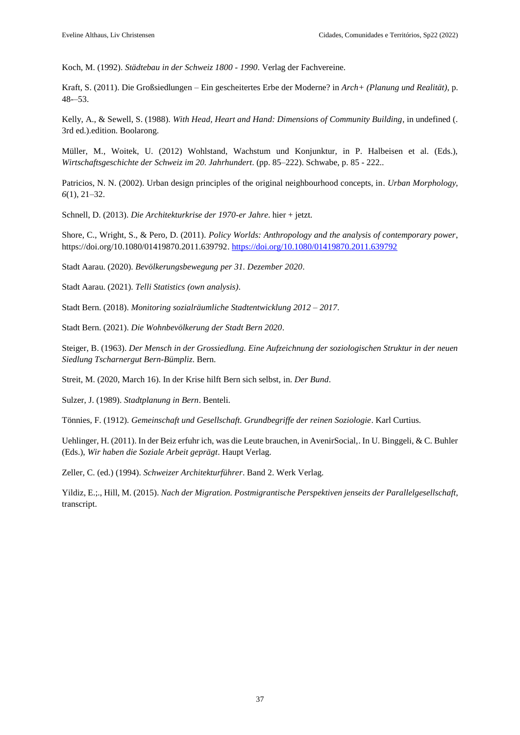Koch, M. (1992). *Städtebau in der Schweiz 1800 - 1990*. Verlag der Fachvereine.

Kraft, S. (2011). Die Großsiedlungen – Ein gescheitertes Erbe der Moderne? in *Arch+ (Planung und Realität)*, p. 48-–53.

Kelly, A., & Sewell, S. (1988). *With Head, Heart and Hand: Dimensions of Community Building*, in undefined (. 3rd ed.).edition. Boolarong.

Müller, M., Woitek, U. (2012) Wohlstand, Wachstum und Konjunktur, in P. Halbeisen et al. (Eds.), *Wirtschaftsgeschichte der Schweiz im 20. Jahrhundert*. (pp. 85–222). Schwabe, p. 85 - 222..

Patricios, N. N. (2002). Urban design principles of the original neighbourhood concepts, in. *Urban Morphology*, *6*(1), 21–32.

Schnell, D. (2013). *Die Architekturkrise der 1970-er Jahre.* hier + jetzt.

Shore, C., Wright, S., & Pero, D. (2011). *Policy Worlds: Anthropology and the analysis of contemporary power*, https://doi.org/10.1080/01419870.2011.639792. https://doi.org/10.1080/01419870.2011.639792

Stadt Aarau. (2020). *Bevölkerungsbewegung per 31. Dezember 2020*.

Stadt Aarau. (2021). *Telli Statistics (own analysis)*.

Stadt Bern. (2018). *Monitoring sozialräumliche Stadtentwicklung 2012 – 2017*.

Stadt Bern. (2021). *Die Wohnbevölkerung der Stadt Bern 2020*.

Steiger, B. (1963). *Der Mensch in der Grossiedlung. Eine Aufzeichnung der soziologischen Struktur in der neuen Siedlung Tscharnergut Bern-Bümpliz.* Bern.

Streit, M. (2020, March 16). In der Krise hilft Bern sich selbst, in. *Der Bund*.

Sulzer, J. (1989). *Stadtplanung in Bern*. Benteli.

Tönnies, F. (1912). *Gemeinschaft und Gesellschaft. Grundbegriffe der reinen Soziologie*. Karl Curtius.

Uehlinger, H. (2011). In der Beiz erfuhr ich, was die Leute brauchen, in AvenirSocial,. In U. Binggeli, & C. Buhler (Eds.), *Wir haben die Soziale Arbeit geprägt*. Haupt Verlag.

Zeller, C. (ed.) (1994). *Schweizer Architekturführer*. Band 2. Werk Verlag.

Yildiz, E.;., Hill, M. (2015). *Nach der Migration. Postmigrantische Perspektiven jenseits der Parallelgesellschaft*, transcript.